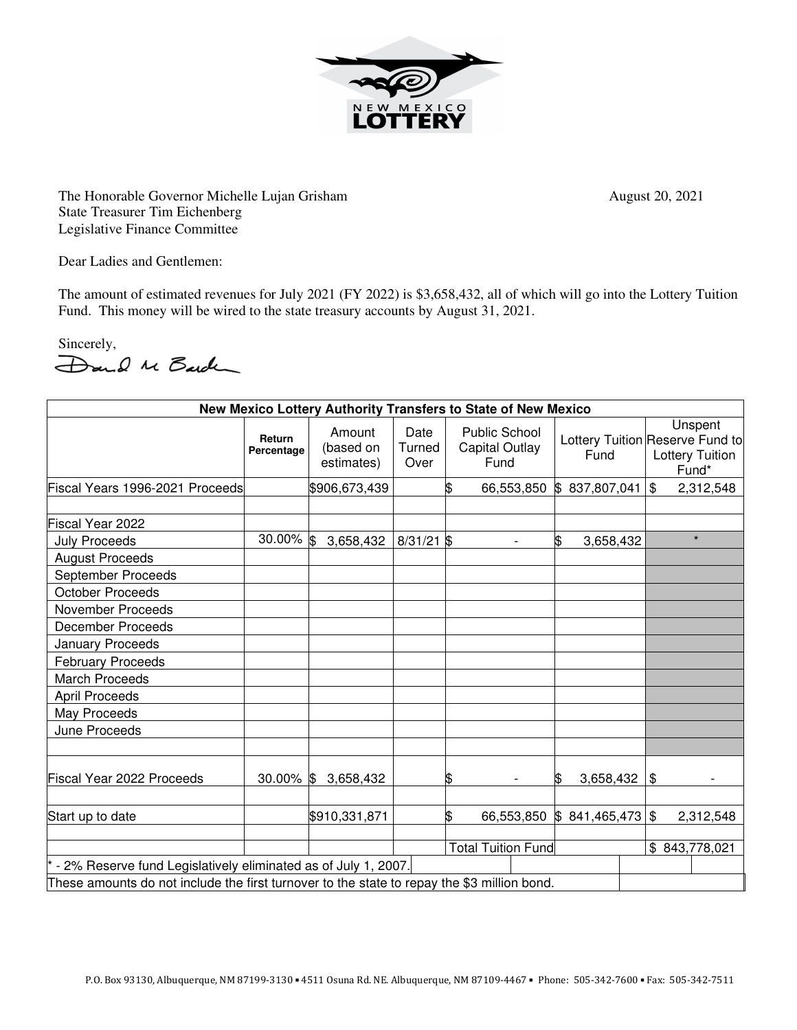NEW MEXICO LOTTERY

The Honorable Governor Michelle Lujan Grisham
State Treasurer Tim Eichenberg
Legislative Finance Committee

August 20, 2021

Dear Ladies and Gentlemen:

The amount of estimated revenues for July 2021 (FY 2022) is $3,658,432, all of which will go into the Lottery Tuition Fund. This money will be wired to the state treasury accounts by August 31, 2021.

Sincerely,

| New Mexico Lottery Authority Transfers to State of New Mexico | | | | | | |
|---|---|---|---|---|---|---|
| | Return Percentage | Amount (based on estimates) | Date Turned Over | Public School Capital Outlay Fund | Lottery Tuition Fund | Unspent Reserve Fund to Lottery Tuition Fund* |
| Fiscal Years 1996-2021 Proceeds | | $906,673,439 | | $ 66,553,850 | $ 837,807,041 | $ 2,312,548 |
| | | | | | | |
| Fiscal Year 2022 | | | | | | |
| July Proceeds | 30.00% | $ 3,658,432 | 8/31/21 | $ - | $ 3,658,432 | * |
| August Proceeds | | | | | | |
| September Proceeds | | | | | | |
| October Proceeds | | | | | | |
| November Proceeds | | | | | | |
| December Proceeds | | | | | | |
| January Proceeds | | | | | | |
| February Proceeds | | | | | | |
| March Proceeds | | | | | | |
| April Proceeds | | | | | | |
| May Proceeds | | | | | | |
| June Proceeds | | | | | | |
| | | | | | | |
| Fiscal Year 2022 Proceeds | 30.00% | $ 3,658,432 | | $ - | $ 3,658,432 | $ - |
| | | | | | | |
| Start up to date | | $910,331,871 | | $ 66,553,850 | $ 841,465,473 | $ 2,312,548 |
| | | | | | | |
| | | | | Total Tuition Fund | | $ 843,778,021 |

* - 2% Reserve fund Legislatively eliminated as of July 1, 2007.

These amounts do not include the first turnover to the state to repay the $3 million bond.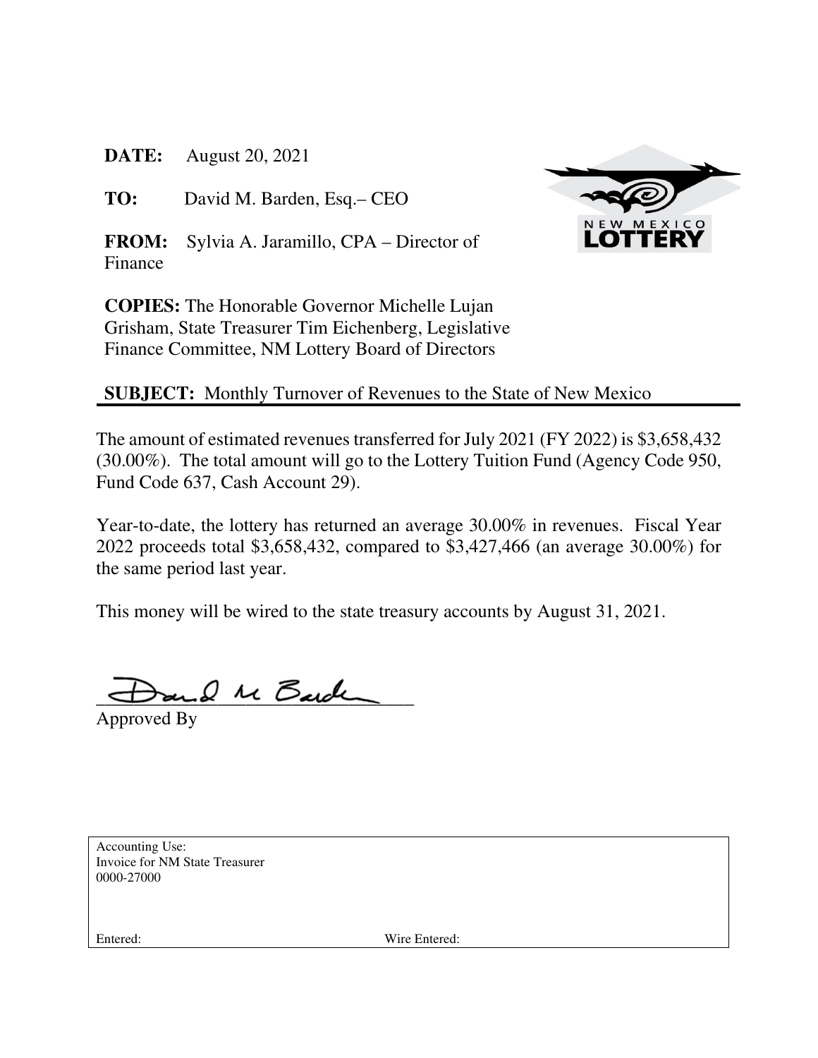**DATE:** August 20, 2021

**TO:** David M. Barden, Esq.– CEO

**FROM:** Sylvia A. Jaramillo, CPA – Director of Finance

**COPIES:** The Honorable Governor Michelle Lujan Grisham, State Treasurer Tim Eichenberg, Legislative Finance Committee, NM Lottery Board of Directors

**SUBJECT:** Monthly Turnover of Revenues to the State of New Mexico

The amount of estimated revenues transferred for July 2021 (FY 2022) is $3,658,432 (30.00%). The total amount will go to the Lottery Tuition Fund (Agency Code 950, Fund Code 637, Cash Account 29).

Year-to-date, the lottery has returned an average 30.00% in revenues. Fiscal Year 2022 proceeds total $3,658,432, compared to $3,427,466 (an average 30.00%) for the same period last year.

This money will be wired to the state treasury accounts by August 31, 2021.

______________________________
Approved By

Accounting Use:
Invoice for NM State Treasurer
0000-27000

Entered:

Wire Entered: